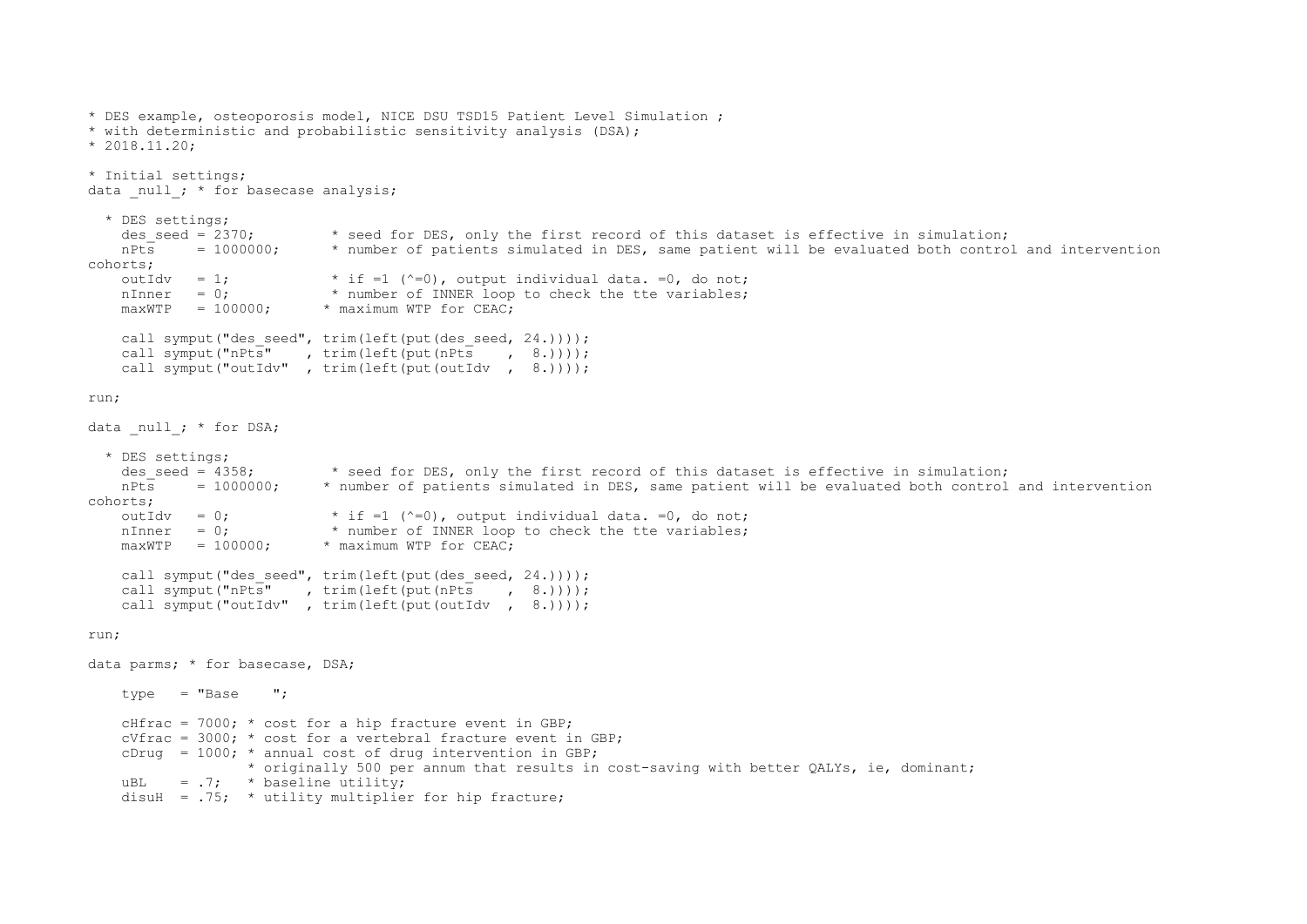```
* DES example, osteoporosis model, NICE DSU TSD15 Patient Level Simulation ;
* with deterministic and probabilistic sensitivity analysis (DSA);
* 2018.11.20;

* Initial settings;
data _null_; * for basecase analysis;

  * DES settings;
    des_seed = 2370;         * seed for DES, only the first record of this dataset is effective in simulation;
    nPts     = 1000000;      * number of patients simulated in DES, same patient will be evaluated both control and intervention
cohorts;
    outIdv   = 1;            * if =1 (^=0), output individual data. =0, do not;
    nInner   = 0;            * number of INNER loop to check the tte variables;
    maxWTP   = 100000;      * maximum WTP for CEAC;

    call symput("des_seed", trim(left(put(des_seed, 24.))));
    call symput("nPts"    , trim(left(put(nPts    ,  8.))));
    call symput("outIdv"  , trim(left(put(outIdv  ,  8.))));

run;

data _null_; * for DSA;

  * DES settings;
    des_seed = 4358;         * seed for DES, only the first record of this dataset is effective in simulation;
    nPts     = 1000000;     * number of patients simulated in DES, same patient will be evaluated both control and intervention
cohorts;
    outIdv   = 0;            * if =1 (^=0), output individual data. =0, do not;
    nInner   = 0;            * number of INNER loop to check the tte variables;
    maxWTP   = 100000;      * maximum WTP for CEAC;

    call symput("des_seed", trim(left(put(des_seed, 24.))));
    call symput("nPts"    , trim(left(put(nPts    ,  8.))));
    call symput("outIdv"  , trim(left(put(outIdv  ,  8.))));

run;

data parms; * for basecase, DSA;

    type   = "Base    ";

    cHfrac = 7000; * cost for a hip fracture event in GBP;
    cVfrac = 3000; * cost for a vertebral fracture event in GBP;
    cDrug  = 1000; * annual cost of drug intervention in GBP;
                   * originally 500 per annum that results in cost-saving with better QALYs, ie, dominant;
    uBL    = .7;   * baseline utility;
    disuH  = .75;  * utility multiplier for hip fracture;
```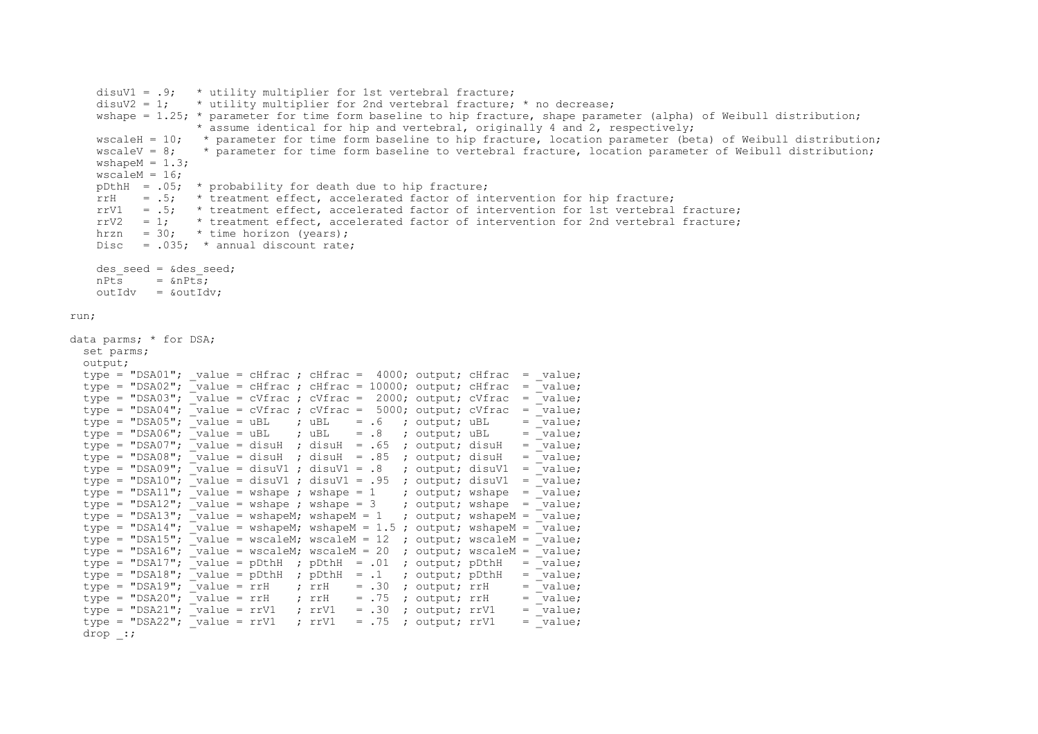```
    disuV1 = .9;   * utility multiplier for 1st vertebral fracture;
    disuV2 = 1;    * utility multiplier for 2nd vertebral fracture; * no decrease;
    wshape = 1.25; * parameter for time form baseline to hip fracture, shape parameter (alpha) of Weibull distribution;
                   * assume identical for hip and vertebral, originally 4 and 2, respectively;
    wscaleH = 10;   * parameter for time form baseline to hip fracture, location parameter (beta) of Weibull distribution;
    wscaleV = 8;    * parameter for time form baseline to vertebral fracture, location parameter of Weibull distribution;
    wshapeM = 1.3;
    wscaleM = 16;
    pDthH  = .05;  * probability for death due to hip fracture;
    rrH    = .5;   * treatment effect, accelerated factor of intervention for hip fracture;
    rrV1   = .5;   * treatment effect, accelerated factor of intervention for 1st vertebral fracture;
    rrV2   = 1;    * treatment effect, accelerated factor of intervention for 2nd vertebral fracture;
    hrzn   = 30;   * time horizon (years);
    Disc   = .035;  * annual discount rate;

    des_seed = &des_seed;
    nPts     = &nPts;
    outIdv   = &outIdv;

run;

data parms; * for DSA;
  set parms;
  output;
  type = "DSA01"; _value = cHfrac ; cHfrac =  4000; output; cHfrac  = _value;
  type = "DSA02"; _value = cHfrac ; cHfrac = 10000; output; cHfrac  = _value;
  type = "DSA03"; _value = cVfrac ; cVfrac =  2000; output; cVfrac  = _value;
  type = "DSA04"; _value = cVfrac ; cVfrac =  5000; output; cVfrac  = _value;
  type = "DSA05"; _value = uBL    ; uBL    = .6   ; output; uBL     = _value;
  type = "DSA06"; _value = uBL    ; uBL    = .8   ; output; uBL     = _value;
  type = "DSA07"; _value = disuH  ; disuH  = .65  ; output; disuH   = _value;
  type = "DSA08"; _value = disuH  ; disuH  = .85  ; output; disuH   = _value;
  type = "DSA09"; _value = disuV1 ; disuV1 = .8   ; output; disuV1  = _value;
  type = "DSA10"; _value = disuV1 ; disuV1 = .95  ; output; disuV1  = _value;
  type = "DSA11"; _value = wshape ; wshape = 1    ; output; wshape  = _value;
  type = "DSA12"; _value = wshape ; wshape = 3    ; output; wshape  = _value;
  type = "DSA13"; _value = wshapeM; wshapeM = 1   ; output; wshapeM = _value;
  type = "DSA14"; _value = wshapeM; wshapeM = 1.5 ; output; wshapeM = _value;
  type = "DSA15"; _value = wscaleM; wscaleM = 12  ; output; wscaleM = _value;
  type = "DSA16"; _value = wscaleM; wscaleM = 20  ; output; wscaleM = _value;
  type = "DSA17"; _value = pDthH  ; pDthH  = .01  ; output; pDthH   = _value;
  type = "DSA18"; _value = pDthH  ; pDthH  = .1   ; output; pDthH   = _value;
  type = "DSA19"; _value = rrH    ; rrH    = .30  ; output; rrH     = _value;
  type = "DSA20"; _value = rrH    ; rrH    = .75  ; output; rrH     = _value;
  type = "DSA21"; _value = rrV1   ; rrV1   = .30  ; output; rrV1    = _value;
  type = "DSA22"; _value = rrV1   ; rrV1   = .75  ; output; rrV1    = _value;
  drop _:;
```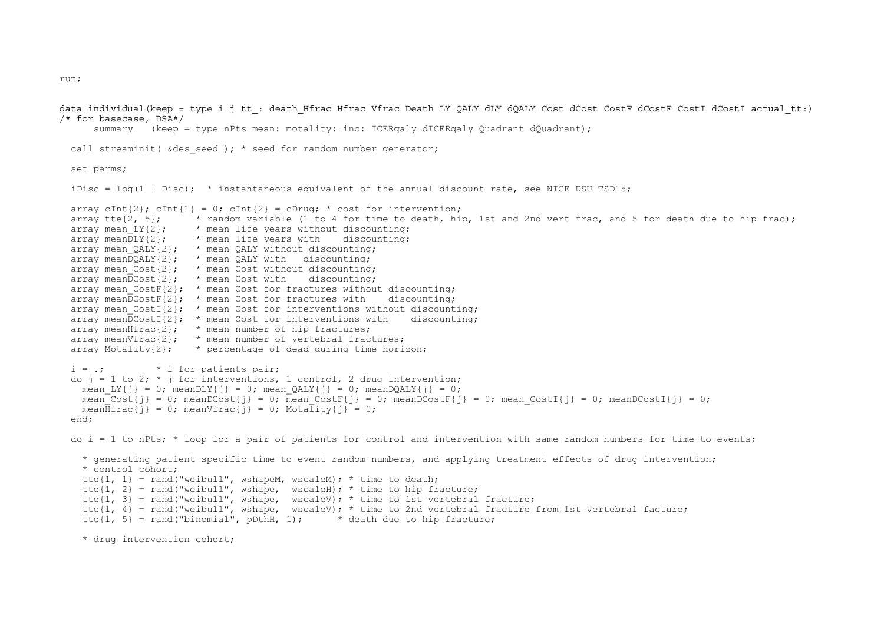```
run;


data individual(keep = type i j tt_: death_Hfrac Hfrac Vfrac Death LY QALY dLY dQALY Cost dCost CostF dCostF CostI dCostI actual_tt:)
/* for basecase, DSA*/
     summary   (keep = type nPts mean: motality: inc: ICERqaly dICERqaly Quadrant dQuadrant);

  call streaminit( &des_seed ); * seed for random number generator;

  set parms;

  iDisc = log(1 + Disc);  * instantaneous equivalent of the annual discount rate, see NICE DSU TSD15;

  array cInt{2}; cInt{1} = 0; cInt{2} = cDrug; * cost for intervention;
  array tte{2, 5};      * random variable (1 to 4 for time to death, hip, 1st and 2nd vert frac, and 5 for death due to hip frac);
  array mean_LY{2};     * mean life years without discounting;
  array meanDLY{2};     * mean life years with    discounting;
  array mean_QALY{2};   * mean QALY without discounting;
  array meanDQALY{2};   * mean QALY with   discounting;
  array mean_Cost{2};   * mean Cost without discounting;
  array meanDCost{2};   * mean Cost with    discounting;
  array mean_CostF{2};  * mean Cost for fractures without discounting;
  array meanDCostF{2};  * mean Cost for fractures with    discounting;
  array mean_CostI{2};  * mean Cost for interventions without discounting;
  array meanDCostI{2};  * mean Cost for interventions with    discounting;
  array meanHfrac{2};   * mean number of hip fractures;
  array meanVfrac{2};   * mean number of vertebral fractures;
  array Motality{2};    * percentage of dead during time horizon;

  i = .;         * i for patients pair;
  do j = 1 to 2; * j for interventions, 1 control, 2 drug intervention;
    mean_LY{j} = 0; meanDLY{j} = 0; mean_QALY{j} = 0; meanDQALY{j} = 0;
    mean_Cost{j} = 0; meanDCost{j} = 0; mean_CostF{j} = 0; meanDCostF{j} = 0; mean_CostI{j} = 0; meanDCostI{j} = 0;
    meanHfrac{j} = 0; meanVfrac{j} = 0; Motality{j} = 0;
  end;

  do i = 1 to nPts; * loop for a pair of patients for control and intervention with same random numbers for time-to-events;

    * generating patient specific time-to-event random numbers, and applying treatment effects of drug intervention;
    * control cohort;
    tte{1, 1} = rand("weibull", wshapeM, wscaleM); * time to death;
    tte{1, 2} = rand("weibull", wshape,  wscaleH); * time to hip fracture;
    tte{1, 3} = rand("weibull", wshape,  wscaleV); * time to 1st vertebral fracture;
    tte{1, 4} = rand("weibull", wshape,  wscaleV); * time to 2nd vertebral fracture from 1st vertebral facture;
    tte{1, 5} = rand("binomial", pDthH, 1);      * death due to hip fracture;

    * drug intervention cohort;
```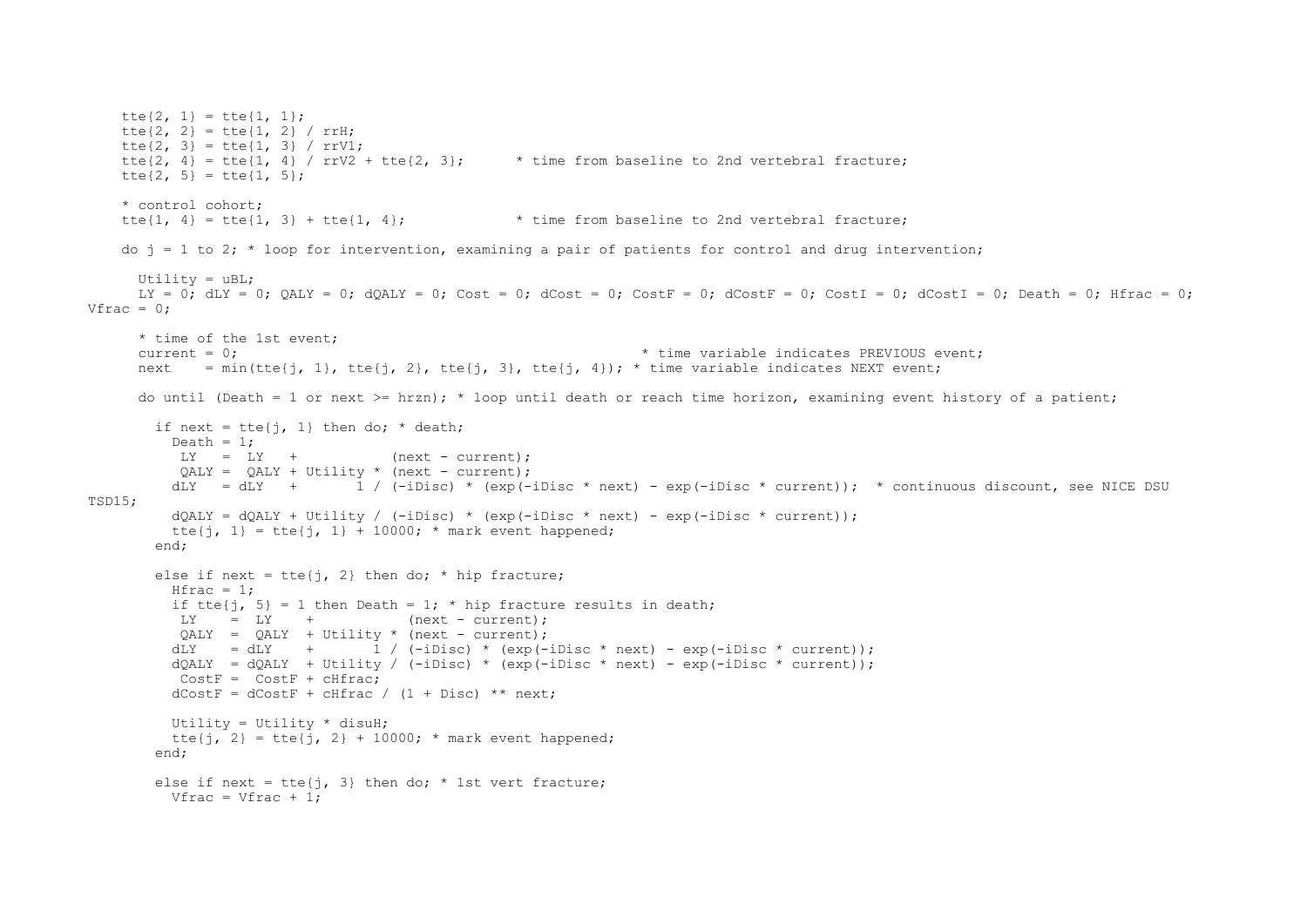```
    tte{2, 1} = tte{1, 1};
    tte{2, 2} = tte{1, 2} / rrH;
    tte{2, 3} = tte{1, 3} / rrV1;
    tte{2, 4} = tte{1, 4} / rrV2 + tte{2, 3};      * time from baseline to 2nd vertebral fracture;
    tte{2, 5} = tte{1, 5};

    * control cohort;
    tte{1, 4} = tte{1, 3} + tte{1, 4};             * time from baseline to 2nd vertebral fracture;

    do j = 1 to 2; * loop for intervention, examining a pair of patients for control and drug intervention;

      Utility = uBL;
      LY = 0; dLY = 0; QALY = 0; dQALY = 0; Cost = 0; dCost = 0; CostF = 0; dCostF = 0; CostI = 0; dCostI = 0; Death = 0; Hfrac = 0;
Vfrac = 0;

      * time of the 1st event;
      current = 0;                                                  * time variable indicates PREVIOUS event;
      next    = min(tte{j, 1}, tte{j, 2}, tte{j, 3}, tte{j, 4}); * time variable indicates NEXT event;

      do until (Death = 1 or next >= hrzn); * loop until death or reach time horizon, examining event history of a patient;

        if next = tte{j, 1} then do; * death;
          Death = 1;
           LY   =  LY   +           (next - current);
           QALY =  QALY + Utility * (next - current);
          dLY   = dLY   +       1 / (-iDisc) * (exp(-iDisc * next) - exp(-iDisc * current));  * continuous discount, see NICE DSU
TSD15;
          dQALY = dQALY + Utility / (-iDisc) * (exp(-iDisc * next) - exp(-iDisc * current));
          tte{j, 1} = tte{j, 1} + 10000; * mark event happened;
        end;

        else if next = tte{j, 2} then do; * hip fracture;
          Hfrac = 1;
          if tte{j, 5} = 1 then Death = 1; * hip fracture results in death;
           LY    =  LY    +           (next - current);
           QALY  =  QALY  + Utility * (next - current);
          dLY    = dLY    +       1 / (-iDisc) * (exp(-iDisc * next) - exp(-iDisc * current));
          dQALY  = dQALY  + Utility / (-iDisc) * (exp(-iDisc * next) - exp(-iDisc * current));
           CostF =  CostF + cHfrac;
          dCostF = dCostF + cHfrac / (1 + Disc) ** next;

          Utility = Utility * disuH;
          tte{j, 2} = tte{j, 2} + 10000; * mark event happened;
        end;

        else if next = tte{j, 3} then do; * 1st vert fracture;
          Vfrac = Vfrac + 1;
```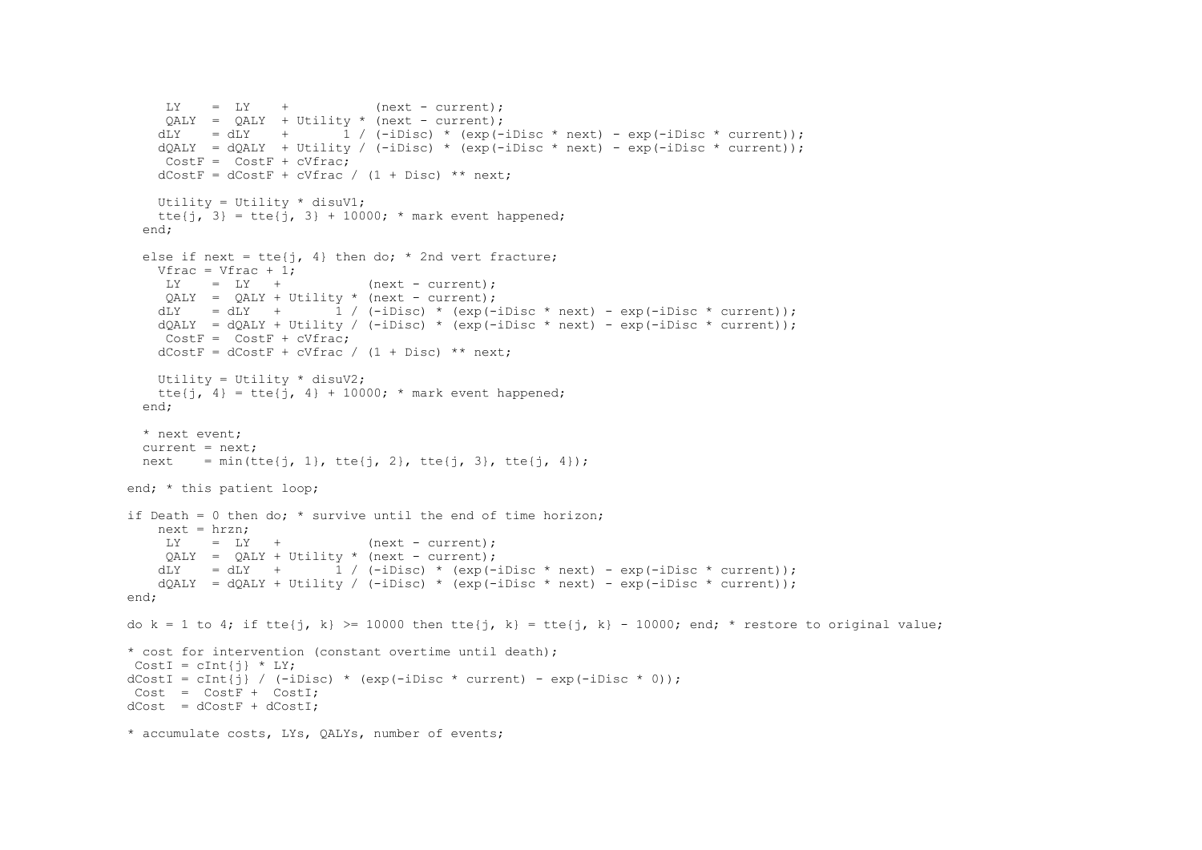```
     LY    =  LY    +           (next - current);
     QALY  =  QALY  + Utility * (next - current);
    dLY    = dLY    +       1 / (-iDisc) * (exp(-iDisc * next) - exp(-iDisc * current));
    dQALY  = dQALY  + Utility / (-iDisc) * (exp(-iDisc * next) - exp(-iDisc * current));
     CostF =  CostF + cVfrac;
    dCostF = dCostF + cVfrac / (1 + Disc) ** next;

    Utility = Utility * disuV1;
    tte{j, 3} = tte{j, 3} + 10000; * mark event happened;
  end;

  else if next = tte{j, 4} then do; * 2nd vert fracture;
    Vfrac = Vfrac + 1;
     LY    =  LY   +           (next - current);
     QALY  =  QALY + Utility * (next - current);
    dLY    = dLY   +       1 / (-iDisc) * (exp(-iDisc * next) - exp(-iDisc * current));
    dQALY  = dQALY + Utility / (-iDisc) * (exp(-iDisc * next) - exp(-iDisc * current));
     CostF =  CostF + cVfrac;
    dCostF = dCostF + cVfrac / (1 + Disc) ** next;

    Utility = Utility * disuV2;
    tte{j, 4} = tte{j, 4} + 10000; * mark event happened;
  end;

  * next event;
  current = next;
  next    = min(tte{j, 1}, tte{j, 2}, tte{j, 3}, tte{j, 4});

end; * this patient loop;

if Death = 0 then do; * survive until the end of time horizon;
    next = hrzn;
     LY    =  LY   +           (next - current);
     QALY  =  QALY + Utility * (next - current);
    dLY    = dLY   +       1 / (-iDisc) * (exp(-iDisc * next) - exp(-iDisc * current));
    dQALY  = dQALY + Utility / (-iDisc) * (exp(-iDisc * next) - exp(-iDisc * current));
end;

do k = 1 to 4; if tte{j, k} >= 10000 then tte{j, k} = tte{j, k} - 10000; end; * restore to original value;

* cost for intervention (constant overtime until death);
 CostI = cInt{j} * LY;
dCostI = cInt{j} / (-iDisc) * (exp(-iDisc * current) - exp(-iDisc * 0));
 Cost  =  CostF +  CostI;
dCost  = dCostF + dCostI;

* accumulate costs, LYs, QALYs, number of events;
```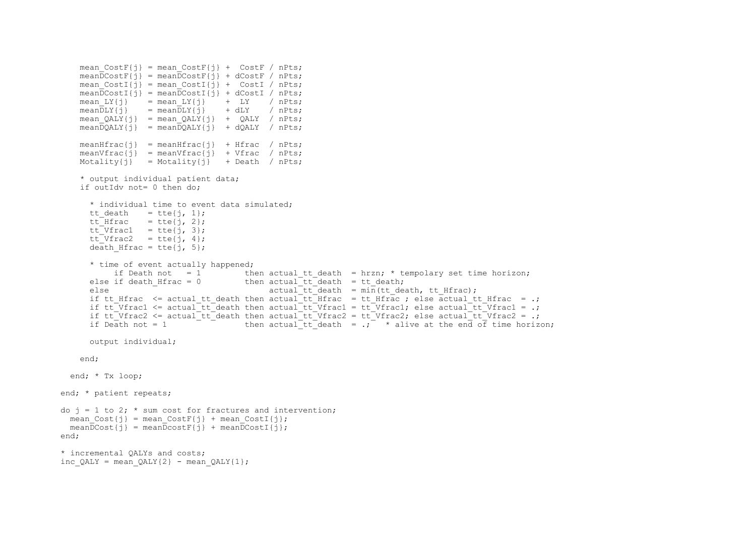```
    mean_CostF{j} = mean_CostF{j} +  CostF / nPts;
    meanDCostF{j} = meanDCostF{j} + dCostF / nPts;
    mean_CostI{j} = mean_CostI{j} +  CostI / nPts;
    meanDCostI{j} = meanDCostI{j} + dCostI / nPts;
    mean_LY{j}    = mean_LY{j}    +  LY    / nPts;
    meanDLY{j}    = meanDLY{j}    + dLY    / nPts;
    mean_QALY{j}  = mean_QALY{j}  +  QALY  / nPts;
    meanDQALY{j}  = meanDQALY{j}  + dQALY  / nPts;

    meanHfrac{j}  = meanHfrac{j}  + Hfrac  / nPts;
    meanVfrac{j}  = meanVfrac{j}  + Vfrac  / nPts;
    Motality{j}   = Motality{j}   + Death  / nPts;

    * output individual patient data;
    if outIdv not= 0 then do;

      * individual time to event data simulated;
      tt_death    = tte{j, 1};
      tt_Hfrac    = tte{j, 2};
      tt_Vfrac1   = tte{j, 3};
      tt_Vfrac2   = tte{j, 4};
      death_Hfrac = tte{j, 5};

      * time of event actually happened;
           if Death not   = 1         then actual_tt_death  = hrzn; * tempolary set time horizon;
      else if death_Hfrac = 0         then actual_tt_death  = tt_death;
      else                                 actual_tt_death  = min(tt_death, tt_Hfrac);
      if tt_Hfrac  <= actual_tt_death then actual_tt_Hfrac  = tt_Hfrac ; else actual_tt_Hfrac  = .;
      if tt_Vfrac1 <= actual_tt_death then actual_tt_Vfrac1 = tt_Vfrac1; else actual_tt_Vfrac1 = .;
      if tt_Vfrac2 <= actual_tt_death then actual_tt_Vfrac2 = tt_Vfrac2; else actual_tt_Vfrac2 = .;
      if Death not = 1                then actual_tt_death  = .;   * alive at the end of time horizon;

      output individual;

    end;

  end; * Tx loop;

end; * patient repeats;

do j = 1 to 2; * sum cost for fractures and intervention;
  mean_Cost{j} = mean_CostF{j} + mean_CostI{j};
  meanDCost{j} = meanDcostF{j} + meanDCostI{j};
end;

* incremental QALYs and costs;
inc_QALY = mean_QALY{2} - mean_QALY{1};
```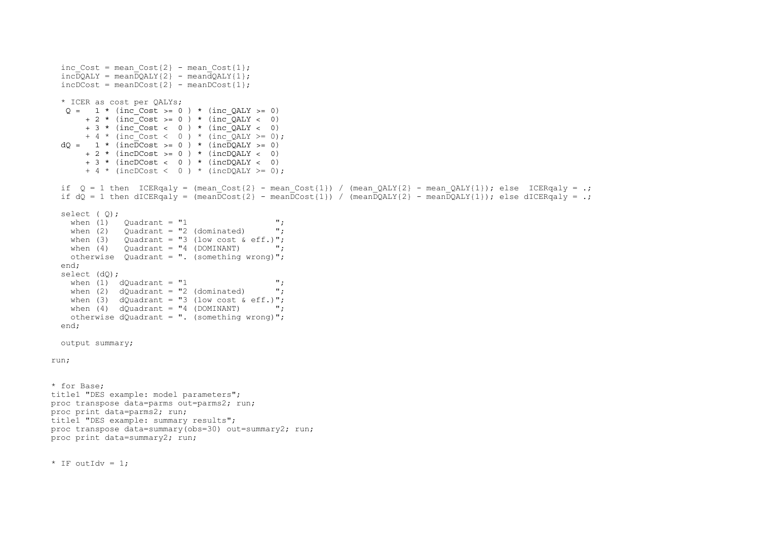```
  inc_Cost = mean_Cost{2} - mean_Cost{1};
  incDQALY = meanDQALY{2} - meanDQALY{1};
  incDCost = meanDCost{2} - meanDCost{1};

  * ICER as cost per QALYs;
   Q =   1 * (inc_Cost >= 0 ) * (inc_QALY >= 0)
       + 2 * (inc_Cost >= 0 ) * (inc_QALY <  0)
       + 3 * (inc_Cost <  0 ) * (inc_QALY <  0)
       + 4 * (inc_Cost <  0 ) * (inc_QALY >= 0);
  dQ =   1 * (incDCost >= 0 ) * (incDQALY >= 0)
       + 2 * (incDCost >= 0 ) * (incDQALY <  0)
       + 3 * (incDCost <  0 ) * (incDQALY <  0)
       + 4 * (incDCost <  0 ) * (incDQALY >= 0);

  if  Q = 1 then  ICERqaly = (mean_Cost{2} - mean_Cost{1}) / (mean_QALY{2} - mean_QALY{1}); else  ICERqaly = .;
  if dQ = 1 then dICERqaly = (meanDCost{2} - meanDCost{1}) / (meanDQALY{2} - meanDQALY{1}); else dICERqaly = .;

  select ( Q);
    when (1)   Quadrant = "1                  ";
    when (2)   Quadrant = "2 (dominated)      ";
    when (3)   Quadrant = "3 (low cost & eff.)";
    when (4)   Quadrant = "4 (DOMINANT)       ";
    otherwise  Quadrant = ". (something wrong)";
  end;
  select (dQ);
    when (1)  dQuadrant = "1                  ";
    when (2)  dQuadrant = "2 (dominated)      ";
    when (3)  dQuadrant = "3 (low cost & eff.)";
    when (4)  dQuadrant = "4 (DOMINANT)       ";
    otherwise dQuadrant = ". (something wrong)";
  end;

  output summary;

run;


* for Base;
title1 "DES example: model parameters";
proc transpose data=parms out=parms2; run;
proc print data=parms2; run;
title1 "DES example: summary results";
proc transpose data=summary(obs=30) out=summary2; run;
proc print data=summary2; run;


* IF outIdv = 1;
```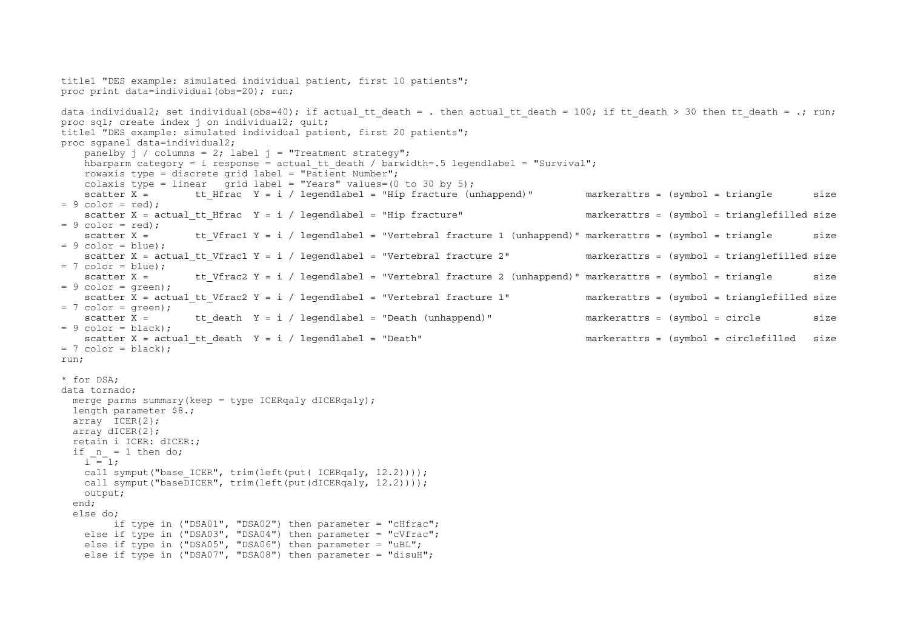```
title1 "DES example: simulated individual patient, first 10 patients";
proc print data=individual(obs=20); run;

data individual2; set individual(obs=40); if actual_tt_death = . then actual_tt_death = 100; if tt_death > 30 then tt_death = .; run;
proc sql; create index j on individual2; quit;
title1 "DES example: simulated individual patient, first 20 patients";
proc sgpanel data=individual2;
    panelby j / columns = 2; label j = "Treatment strategy";
    hbarparm category = i response = actual_tt_death / barwidth=.5 legendlabel = "Survival";
    rowaxis type = discrete grid label = "Patient Number";
    colaxis type = linear   grid label = "Years" values=(0 to 30 by 5);
    scatter X =        tt_Hfrac  Y = i / legendlabel = "Hip fracture (unhappend)"         markerattrs = (symbol = triangle       size
= 9 color = red);
    scatter X = actual_tt_Hfrac  Y = i / legendlabel = "Hip fracture"                     markerattrs = (symbol = trianglefilled size
= 9 color = red);
    scatter X =        tt_Vfrac1 Y = i / legendlabel = "Vertebral fracture 1 (unhappend)" markerattrs = (symbol = triangle       size
= 9 color = blue);
    scatter X = actual_tt_Vfrac1 Y = i / legendlabel = "Vertebral fracture 2"             markerattrs = (symbol = trianglefilled size
= 7 color = blue);
    scatter X =        tt_Vfrac2 Y = i / legendlabel = "Vertebral fracture 2 (unhappend)" markerattrs = (symbol = triangle       size
= 9 color = green);
    scatter X = actual_tt_Vfrac2 Y = i / legendlabel = "Vertebral fracture 1"             markerattrs = (symbol = trianglefilled size
= 7 color = green);
    scatter X =        tt_death  Y = i / legendlabel = "Death (unhappend)"                markerattrs = (symbol = circle         size
= 9 color = black);
    scatter X = actual_tt_death  Y = i / legendlabel = "Death"                            markerattrs = (symbol = circlefilled   size
= 7 color = black);
run;

* for DSA;
data tornado;
  merge parms summary(keep = type ICERqaly dICERqaly);
  length parameter $8.;
  array  ICER{2};
  array dICER{2};
  retain i ICER: dICER:;
  if _n_ = 1 then do;
    i = 1;
    call symput("base_ICER", trim(left(put( ICERqaly, 12.2))));
    call symput("baseDICER", trim(left(put(dICERqaly, 12.2))));
    output;
  end;
  else do;
         if type in ("DSA01", "DSA02") then parameter = "cHfrac";
    else if type in ("DSA03", "DSA04") then parameter = "cVfrac";
    else if type in ("DSA05", "DSA06") then parameter = "uBL";
    else if type in ("DSA07", "DSA08") then parameter = "disuH";
```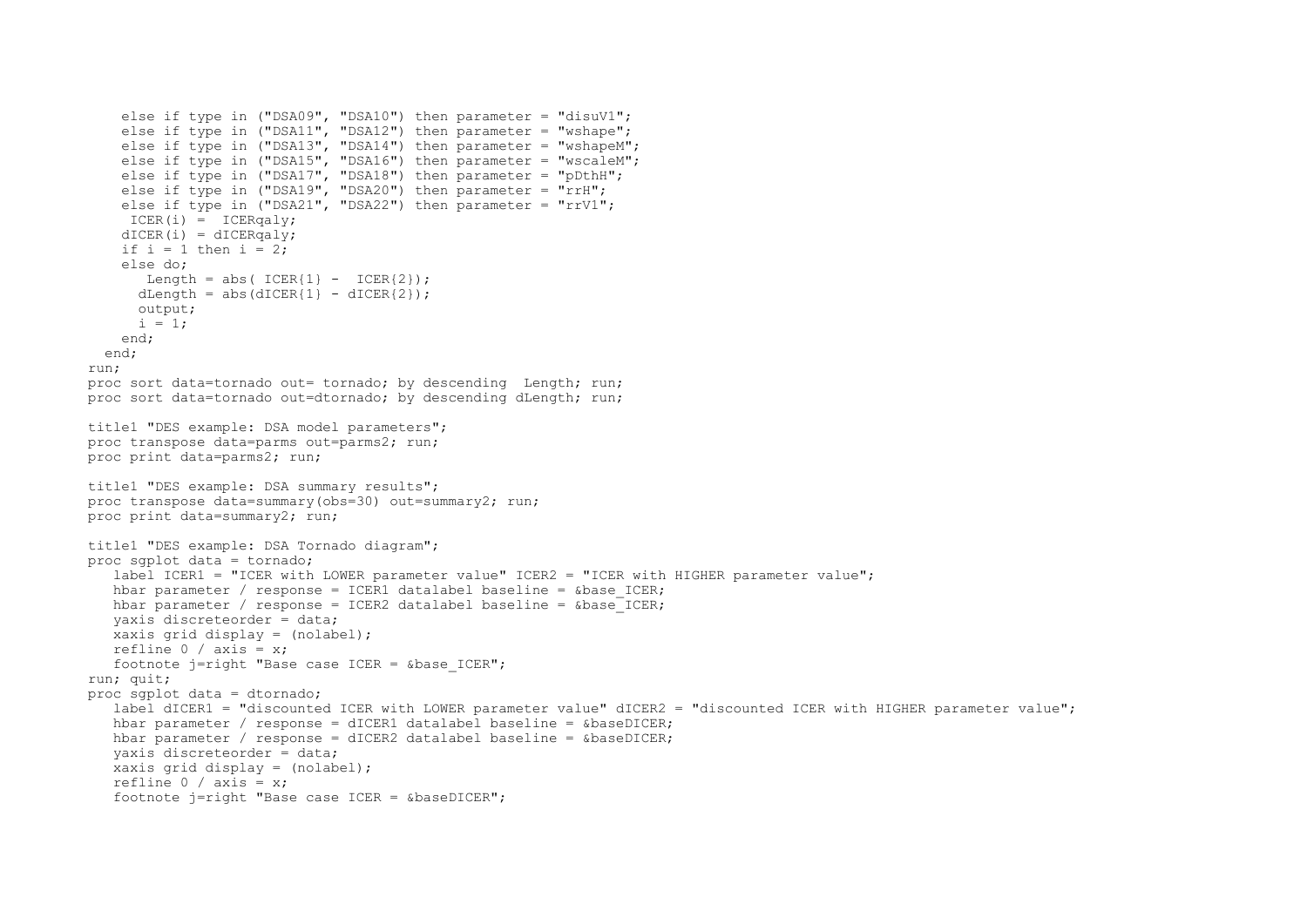```
    else if type in ("DSA09", "DSA10") then parameter = "disuV1";
    else if type in ("DSA11", "DSA12") then parameter = "wshape";
    else if type in ("DSA13", "DSA14") then parameter = "wshapeM";
    else if type in ("DSA15", "DSA16") then parameter = "wscaleM";
    else if type in ("DSA17", "DSA18") then parameter = "pDthH";
    else if type in ("DSA19", "DSA20") then parameter = "rrH";
    else if type in ("DSA21", "DSA22") then parameter = "rrV1";
     ICER(i) =  ICERqaly;
    dICER(i) = dICERqaly;
    if i = 1 then i = 2;
    else do;
       Length = abs( ICER{1} -  ICER{2});
      dLength = abs(dICER{1} - dICER{2});
      output;
      i = 1;
    end;
  end;
run;
proc sort data=tornado out= tornado; by descending  Length; run;
proc sort data=tornado out=dtornado; by descending dLength; run;

title1 "DES example: DSA model parameters";
proc transpose data=parms out=parms2; run;
proc print data=parms2; run;

title1 "DES example: DSA summary results";
proc transpose data=summary(obs=30) out=summary2; run;
proc print data=summary2; run;

title1 "DES example: DSA Tornado diagram";
proc sgplot data = tornado;
   label ICER1 = "ICER with LOWER parameter value" ICER2 = "ICER with HIGHER parameter value";
   hbar parameter / response = ICER1 datalabel baseline = &base_ICER;
   hbar parameter / response = ICER2 datalabel baseline = &base_ICER;
   yaxis discreteorder = data;
   xaxis grid display = (nolabel);
   refline 0 / axis = x;
   footnote j=right "Base case ICER = &base_ICER";
run; quit;
proc sgplot data = dtornado;
   label dICER1 = "discounted ICER with LOWER parameter value" dICER2 = "discounted ICER with HIGHER parameter value";
   hbar parameter / response = dICER1 datalabel baseline = &baseDICER;
   hbar parameter / response = dICER2 datalabel baseline = &baseDICER;
   yaxis discreteorder = data;
   xaxis grid display = (nolabel);
   refline 0 / axis = x;
   footnote j=right "Base case ICER = &baseDICER";
```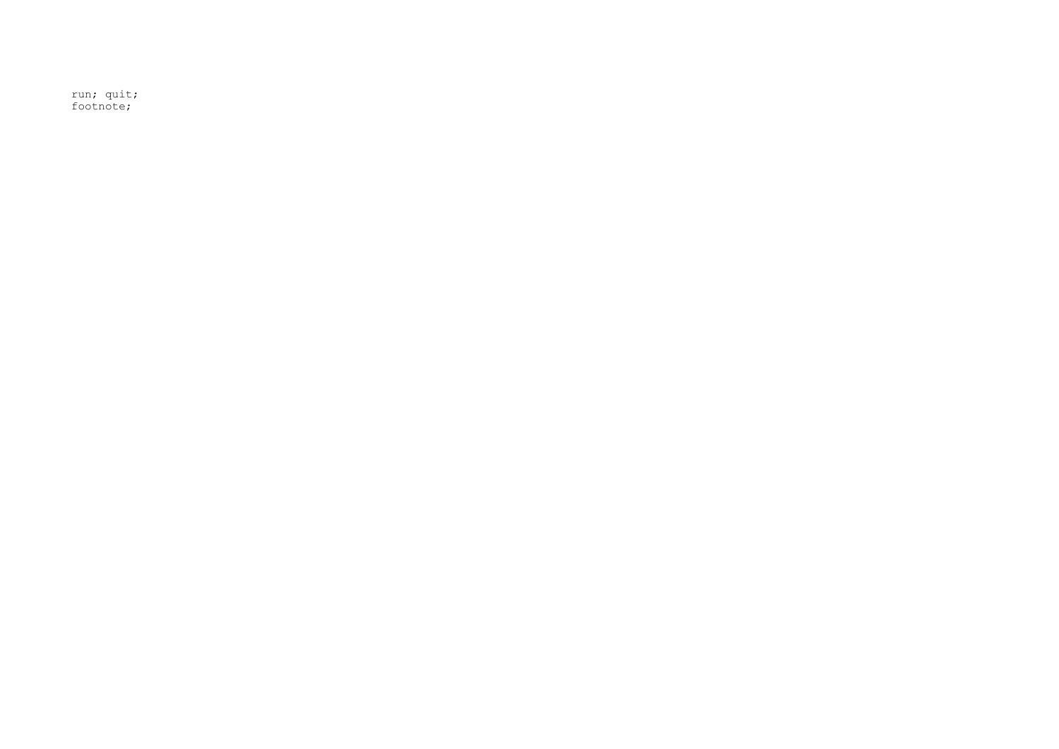```
run; quit;
footnote;
```